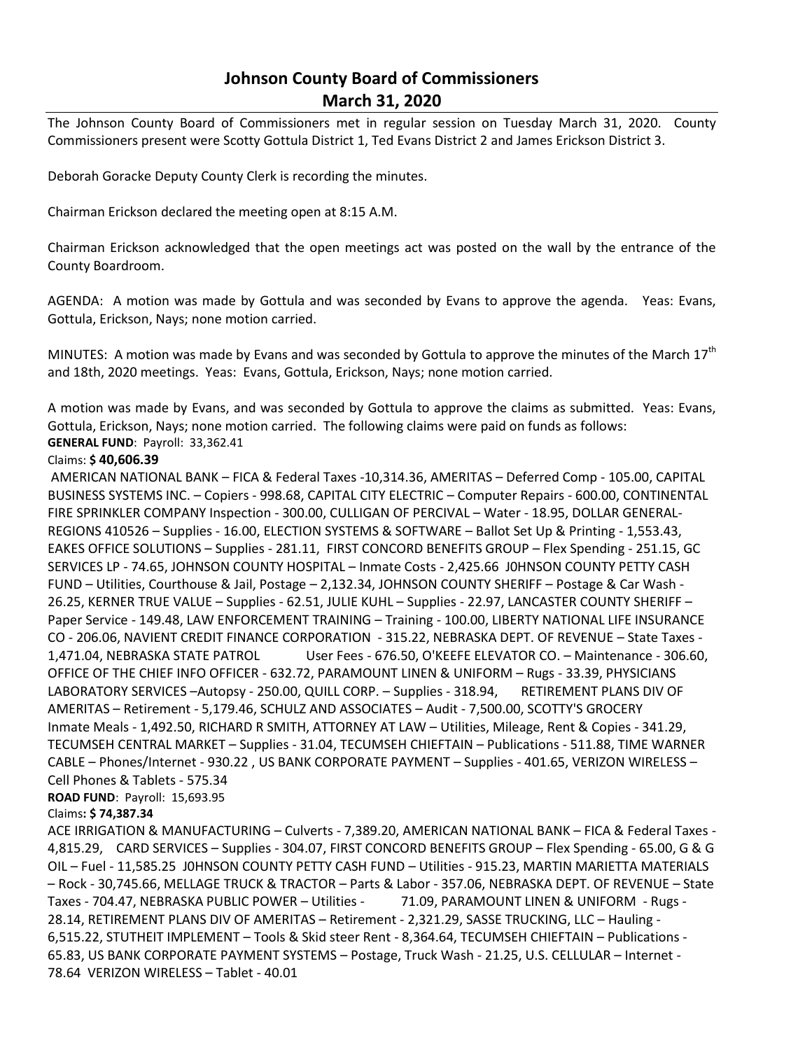# Johnson County Board of Commissioners
## March 31, 2020

The Johnson County Board of Commissioners met in regular session on Tuesday March 31, 2020. County Commissioners present were Scotty Gottula District 1, Ted Evans District 2 and James Erickson District 3.

Deborah Goracke Deputy County Clerk is recording the minutes.

Chairman Erickson declared the meeting open at 8:15 A.M.

Chairman Erickson acknowledged that the open meetings act was posted on the wall by the entrance of the County Boardroom.

AGENDA: A motion was made by Gottula and was seconded by Evans to approve the agenda. Yeas: Evans, Gottula, Erickson, Nays; none motion carried.

MINUTES: A motion was made by Evans and was seconded by Gottula to approve the minutes of the March 17th and 18th, 2020 meetings. Yeas: Evans, Gottula, Erickson, Nays; none motion carried.

A motion was made by Evans, and was seconded by Gottula to approve the claims as submitted. Yeas: Evans, Gottula, Erickson, Nays; none motion carried. The following claims were paid on funds as follows:

**GENERAL FUND**: Payroll: 33,362.41

Claims: **$ 40,606.39**

AMERICAN NATIONAL BANK – FICA & Federal Taxes -10,314.36, AMERITAS – Deferred Comp - 105.00, CAPITAL BUSINESS SYSTEMS INC. – Copiers - 998.68, CAPITAL CITY ELECTRIC – Computer Repairs - 600.00, CONTINENTAL FIRE SPRINKLER COMPANY Inspection - 300.00, CULLIGAN OF PERCIVAL – Water - 18.95, DOLLAR GENERAL-REGIONS 410526 – Supplies - 16.00, ELECTION SYSTEMS & SOFTWARE – Ballot Set Up & Printing - 1,553.43, EAKES OFFICE SOLUTIONS – Supplies - 281.11, FIRST CONCORD BENEFITS GROUP – Flex Spending - 251.15, GC SERVICES LP - 74.65, JOHNSON COUNTY HOSPITAL – Inmate Costs - 2,425.66 J0HNSON COUNTY PETTY CASH FUND – Utilities, Courthouse & Jail, Postage – 2,132.34, JOHNSON COUNTY SHERIFF – Postage & Car Wash - 26.25, KERNER TRUE VALUE – Supplies - 62.51, JULIE KUHL – Supplies - 22.97, LANCASTER COUNTY SHERIFF – Paper Service - 149.48, LAW ENFORCEMENT TRAINING – Training - 100.00, LIBERTY NATIONAL LIFE INSURANCE CO - 206.06, NAVIENT CREDIT FINANCE CORPORATION - 315.22, NEBRASKA DEPT. OF REVENUE – State Taxes - 1,471.04, NEBRASKA STATE PATROL User Fees - 676.50, O'KEEFE ELEVATOR CO. – Maintenance - 306.60, OFFICE OF THE CHIEF INFO OFFICER - 632.72, PARAMOUNT LINEN & UNIFORM – Rugs - 33.39, PHYSICIANS LABORATORY SERVICES –Autopsy - 250.00, QUILL CORP. – Supplies - 318.94, RETIREMENT PLANS DIV OF AMERITAS – Retirement - 5,179.46, SCHULZ AND ASSOCIATES – Audit - 7,500.00, SCOTTY'S GROCERY Inmate Meals - 1,492.50, RICHARD R SMITH, ATTORNEY AT LAW – Utilities, Mileage, Rent & Copies - 341.29, TECUMSEH CENTRAL MARKET – Supplies - 31.04, TECUMSEH CHIEFTAIN – Publications - 511.88, TIME WARNER CABLE – Phones/Internet - 930.22 , US BANK CORPORATE PAYMENT – Supplies - 401.65, VERIZON WIRELESS – Cell Phones & Tablets - 575.34

**ROAD FUND**: Payroll: 15,693.95

Claims**: $ 74,387.34**

ACE IRRIGATION & MANUFACTURING – Culverts - 7,389.20, AMERICAN NATIONAL BANK – FICA & Federal Taxes - 4,815.29, CARD SERVICES – Supplies - 304.07, FIRST CONCORD BENEFITS GROUP – Flex Spending - 65.00, G & G OIL – Fuel - 11,585.25 J0HNSON COUNTY PETTY CASH FUND – Utilities - 915.23, MARTIN MARIETTA MATERIALS – Rock - 30,745.66, MELLAGE TRUCK & TRACTOR – Parts & Labor - 357.06, NEBRASKA DEPT. OF REVENUE – State Taxes - 704.47, NEBRASKA PUBLIC POWER – Utilities - 71.09, PARAMOUNT LINEN & UNIFORM - Rugs - 28.14, RETIREMENT PLANS DIV OF AMERITAS – Retirement - 2,321.29, SASSE TRUCKING, LLC – Hauling - 6,515.22, STUTHEIT IMPLEMENT – Tools & Skid steer Rent - 8,364.64, TECUMSEH CHIEFTAIN – Publications - 65.83, US BANK CORPORATE PAYMENT SYSTEMS – Postage, Truck Wash - 21.25, U.S. CELLULAR – Internet - 78.64 VERIZON WIRELESS – Tablet - 40.01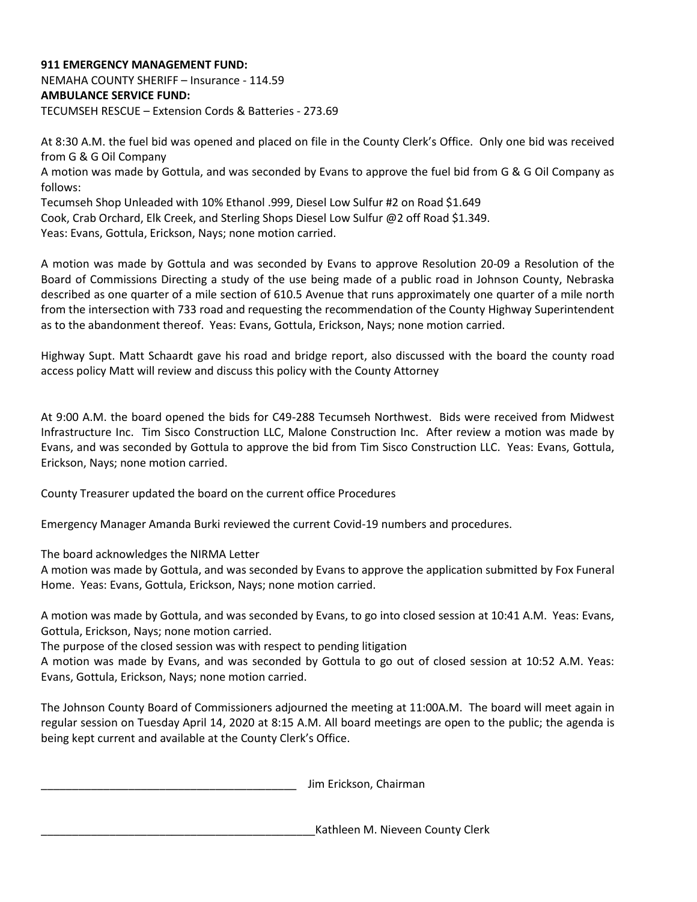**911 EMERGENCY MANAGEMENT FUND:**
NEMAHA COUNTY SHERIFF – Insurance - 114.59
**AMBULANCE SERVICE FUND:**
TECUMSEH RESCUE – Extension Cords & Batteries - 273.69

At 8:30 A.M. the fuel bid was opened and placed on file in the County Clerk's Office. Only one bid was received from G & G Oil Company
A motion was made by Gottula, and was seconded by Evans to approve the fuel bid from G & G Oil Company as follows:
Tecumseh Shop Unleaded with 10% Ethanol .999, Diesel Low Sulfur #2 on Road $1.649
Cook, Crab Orchard, Elk Creek, and Sterling Shops Diesel Low Sulfur @2 off Road $1.349.
Yeas: Evans, Gottula, Erickson, Nays; none motion carried.

A motion was made by Gottula and was seconded by Evans to approve Resolution 20-09 a Resolution of the Board of Commissions Directing a study of the use being made of a public road in Johnson County, Nebraska described as one quarter of a mile section of 610.5 Avenue that runs approximately one quarter of a mile north from the intersection with 733 road and requesting the recommendation of the County Highway Superintendent as to the abandonment thereof. Yeas: Evans, Gottula, Erickson, Nays; none motion carried.

Highway Supt. Matt Schaardt gave his road and bridge report, also discussed with the board the county road access policy Matt will review and discuss this policy with the County Attorney

At 9:00 A.M. the board opened the bids for C49-288 Tecumseh Northwest. Bids were received from Midwest Infrastructure Inc. Tim Sisco Construction LLC, Malone Construction Inc. After review a motion was made by Evans, and was seconded by Gottula to approve the bid from Tim Sisco Construction LLC. Yeas: Evans, Gottula, Erickson, Nays; none motion carried.

County Treasurer updated the board on the current office Procedures

Emergency Manager Amanda Burki reviewed the current Covid-19 numbers and procedures.

The board acknowledges the NIRMA Letter
A motion was made by Gottula, and was seconded by Evans to approve the application submitted by Fox Funeral Home. Yeas: Evans, Gottula, Erickson, Nays; none motion carried.

A motion was made by Gottula, and was seconded by Evans, to go into closed session at 10:41 A.M. Yeas: Evans, Gottula, Erickson, Nays; none motion carried.
The purpose of the closed session was with respect to pending litigation
A motion was made by Evans, and was seconded by Gottula to go out of closed session at 10:52 A.M. Yeas: Evans, Gottula, Erickson, Nays; none motion carried.

The Johnson County Board of Commissioners adjourned the meeting at 11:00A.M. The board will meet again in regular session on Tuesday April 14, 2020 at 8:15 A.M. All board meetings are open to the public; the agenda is being kept current and available at the County Clerk's Office.

__________________________________________ Jim Erickson, Chairman

_____________________________________________Kathleen M. Nieveen County Clerk